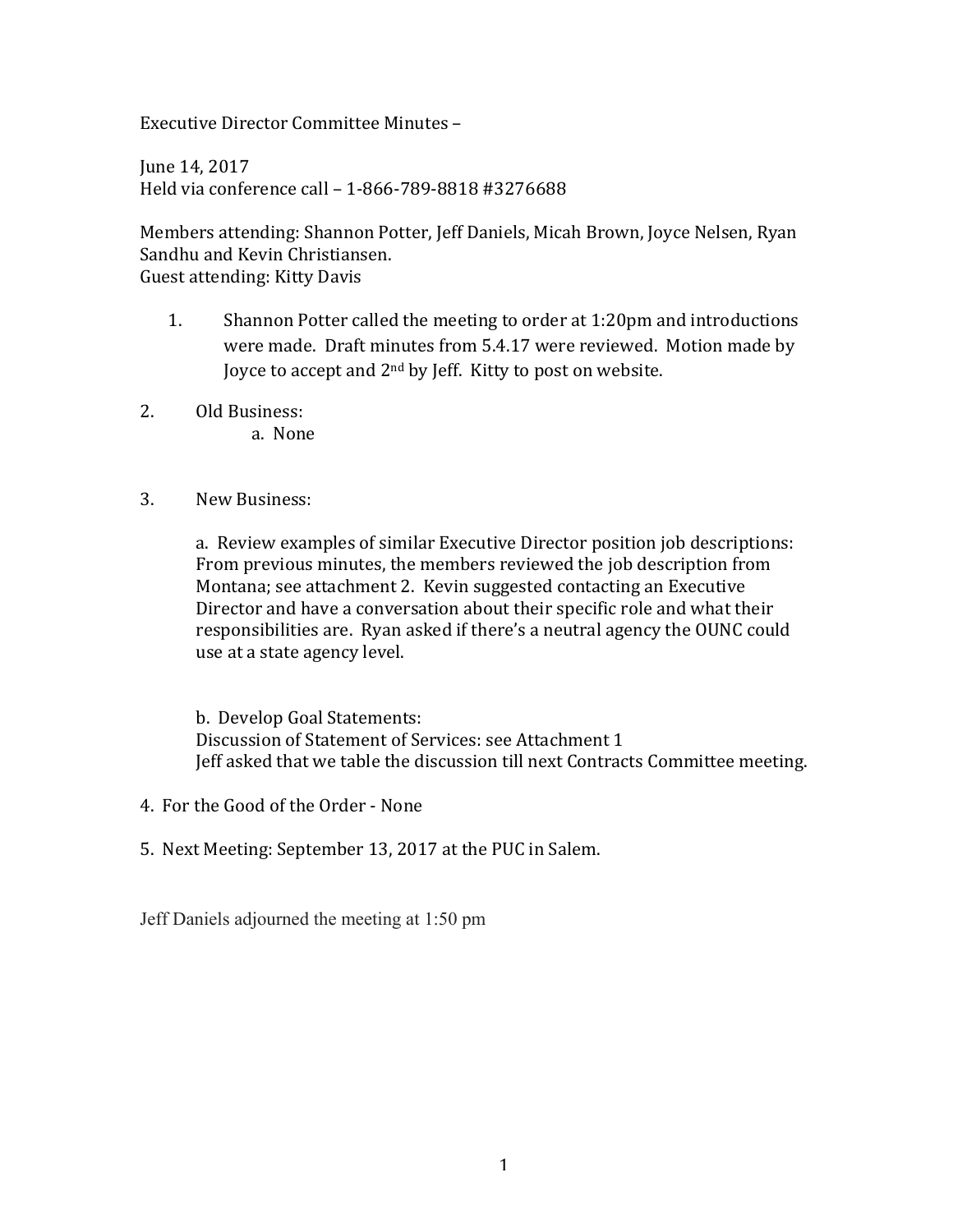Executive Director Committee Minutes –

June 14, 2017
Held via conference call – 1-866-789-8818 #3276688

Members attending: Shannon Potter, Jeff Daniels, Micah Brown, Joyce Nelsen, Ryan Sandhu and Kevin Christiansen.
Guest attending: Kitty Davis

1. Shannon Potter called the meeting to order at 1:20pm and introductions were made. Draft minutes from 5.4.17 were reviewed. Motion made by Joyce to accept and 2nd by Jeff. Kitty to post on website.

2. Old Business:
   a. None

3. New Business:

   a. Review examples of similar Executive Director position job descriptions: From previous minutes, the members reviewed the job description from Montana; see attachment 2. Kevin suggested contacting an Executive Director and have a conversation about their specific role and what their responsibilities are. Ryan asked if there's a neutral agency the OUNC could use at a state agency level.

   b. Develop Goal Statements:
   Discussion of Statement of Services: see Attachment 1
   Jeff asked that we table the discussion till next Contracts Committee meeting.

4. For the Good of the Order - None

5. Next Meeting: September 13, 2017 at the PUC in Salem.

Jeff Daniels adjourned the meeting at 1:50 pm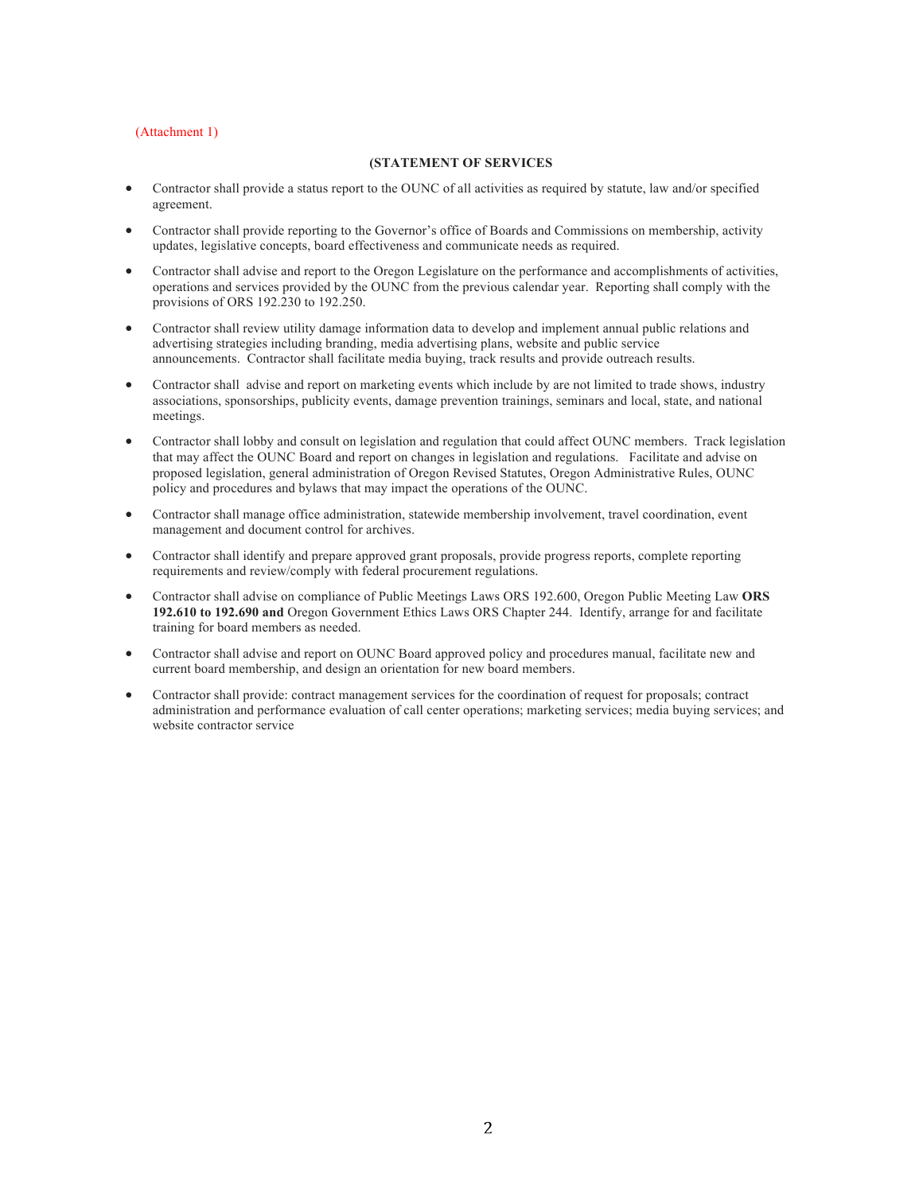(Attachment 1)

**(STATEMENT OF SERVICES**

- Contractor shall provide a status report to the OUNC of all activities as required by statute, law and/or specified agreement.
- Contractor shall provide reporting to the Governor's office of Boards and Commissions on membership, activity updates, legislative concepts, board effectiveness and communicate needs as required.
- Contractor shall advise and report to the Oregon Legislature on the performance and accomplishments of activities, operations and services provided by the OUNC from the previous calendar year. Reporting shall comply with the provisions of ORS 192.230 to 192.250.
- Contractor shall review utility damage information data to develop and implement annual public relations and advertising strategies including branding, media advertising plans, website and public service announcements. Contractor shall facilitate media buying, track results and provide outreach results.
- Contractor shall advise and report on marketing events which include by are not limited to trade shows, industry associations, sponsorships, publicity events, damage prevention trainings, seminars and local, state, and national meetings.
- Contractor shall lobby and consult on legislation and regulation that could affect OUNC members. Track legislation that may affect the OUNC Board and report on changes in legislation and regulations. Facilitate and advise on proposed legislation, general administration of Oregon Revised Statutes, Oregon Administrative Rules, OUNC policy and procedures and bylaws that may impact the operations of the OUNC.
- Contractor shall manage office administration, statewide membership involvement, travel coordination, event management and document control for archives.
- Contractor shall identify and prepare approved grant proposals, provide progress reports, complete reporting requirements and review/comply with federal procurement regulations.
- Contractor shall advise on compliance of Public Meetings Laws ORS 192.600, Oregon Public Meeting Law **ORS 192.610 to 192.690 and** Oregon Government Ethics Laws ORS Chapter 244. Identify, arrange for and facilitate training for board members as needed.
- Contractor shall advise and report on OUNC Board approved policy and procedures manual, facilitate new and current board membership, and design an orientation for new board members.
- Contractor shall provide: contract management services for the coordination of request for proposals; contract administration and performance evaluation of call center operations; marketing services; media buying services; and website contractor service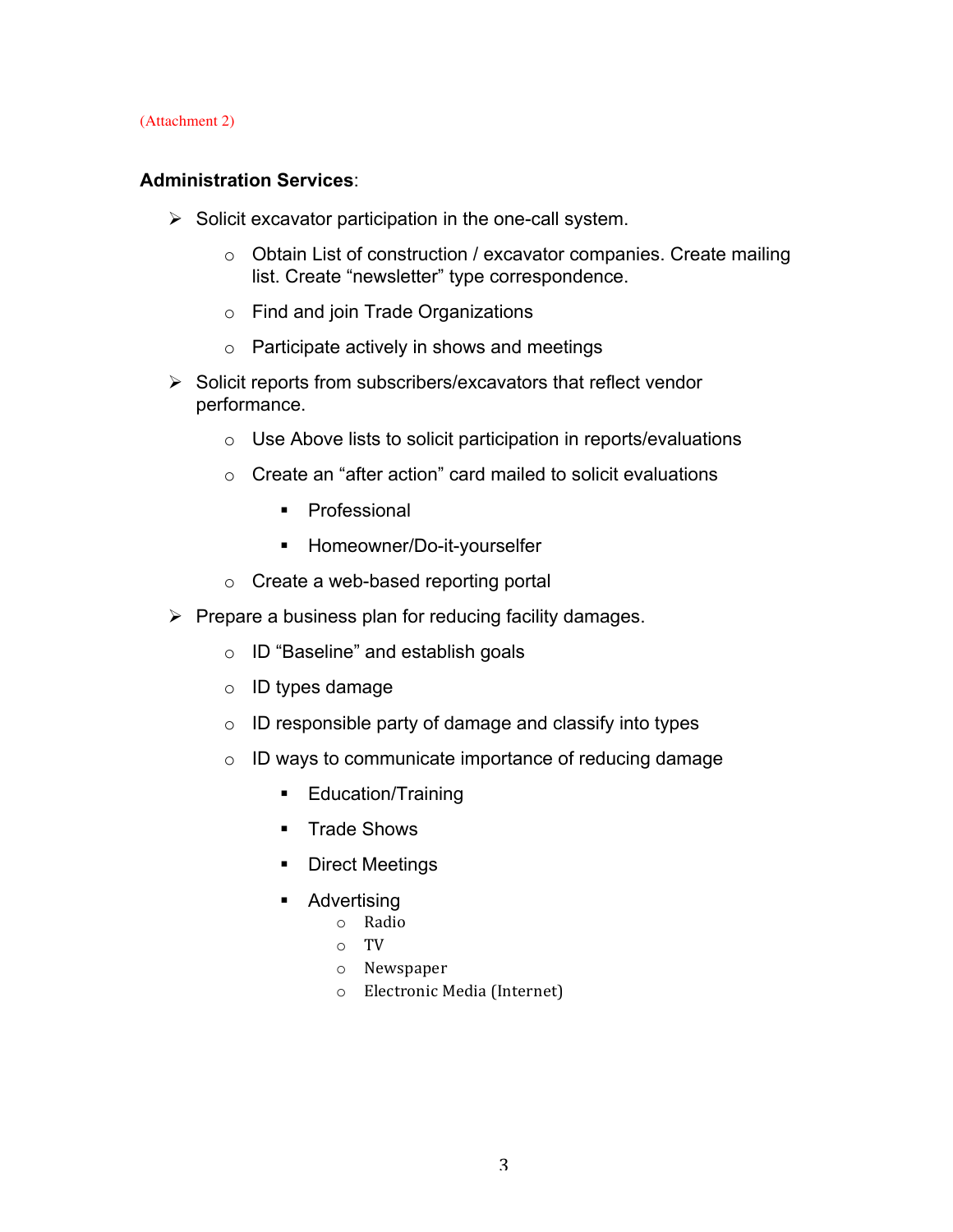(Attachment 2)

**Administration Services**:

- Solicit excavator participation in the one-call system.
  - Obtain List of construction / excavator companies. Create mailing list. Create "newsletter" type correspondence.
  - Find and join Trade Organizations
  - Participate actively in shows and meetings
- Solicit reports from subscribers/excavators that reflect vendor performance.
  - Use Above lists to solicit participation in reports/evaluations
  - Create an "after action" card mailed to solicit evaluations
    - Professional
    - Homeowner/Do-it-yourselfer
  - Create a web-based reporting portal
- Prepare a business plan for reducing facility damages.
  - ID "Baseline" and establish goals
  - ID types damage
  - ID responsible party of damage and classify into types
  - ID ways to communicate importance of reducing damage
    - Education/Training
    - Trade Shows
    - Direct Meetings
    - Advertising
      - Radio
      - TV
      - Newspaper
      - Electronic Media (Internet)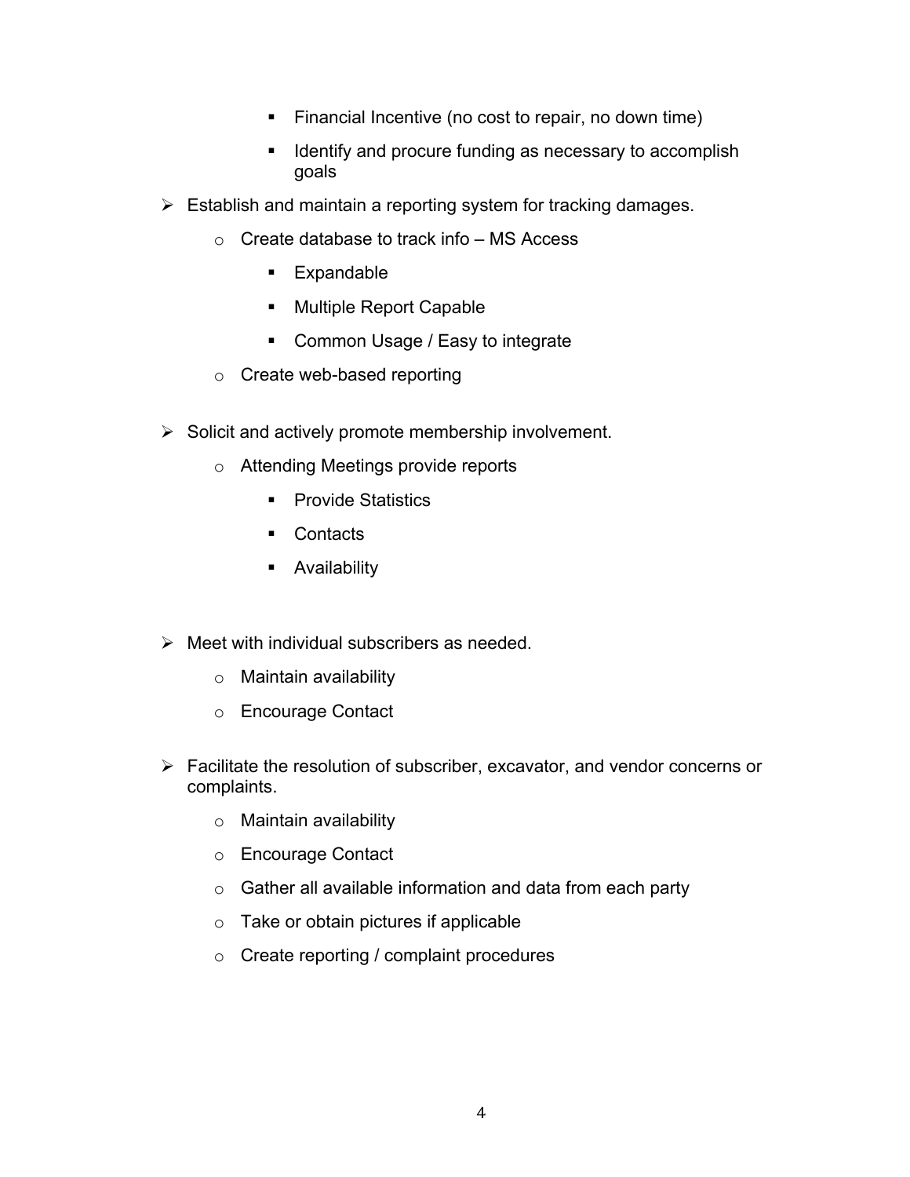- Financial Incentive (no cost to repair, no down time)
        - Identify and procure funding as necessary to accomplish goals

- Establish and maintain a reporting system for tracking damages.
    - Create database to track info – MS Access
        - Expandable
        - Multiple Report Capable
        - Common Usage / Easy to integrate
    - Create web-based reporting

- Solicit and actively promote membership involvement.
    - Attending Meetings provide reports
        - Provide Statistics
        - Contacts
        - Availability

- Meet with individual subscribers as needed.
    - Maintain availability
    - Encourage Contact

- Facilitate the resolution of subscriber, excavator, and vendor concerns or complaints.
    - Maintain availability
    - Encourage Contact
    - Gather all available information and data from each party
    - Take or obtain pictures if applicable
    - Create reporting / complaint procedures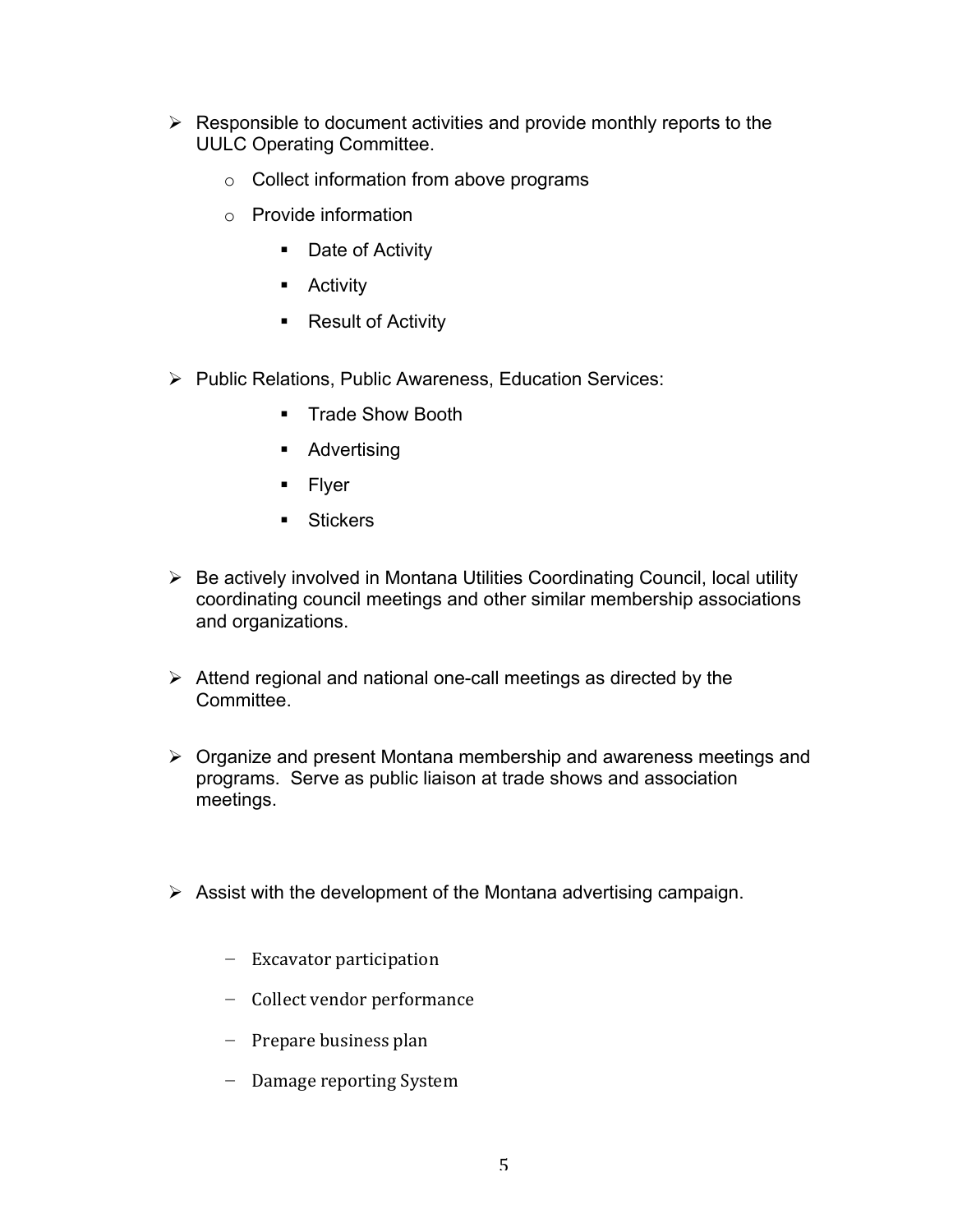- Responsible to document activities and provide monthly reports to the UULC Operating Committee.
    - Collect information from above programs
    - Provide information
        - Date of Activity
        - Activity
        - Result of Activity

- Public Relations, Public Awareness, Education Services:
        - Trade Show Booth
        - Advertising
        - Flyer
        - Stickers

- Be actively involved in Montana Utilities Coordinating Council, local utility coordinating council meetings and other similar membership associations and organizations.

- Attend regional and national one-call meetings as directed by the Committee.

- Organize and present Montana membership and awareness meetings and programs. Serve as public liaison at trade shows and association meetings.

- Assist with the development of the Montana advertising campaign.

    - Excavator participation
    - Collect vendor performance
    - Prepare business plan
    - Damage reporting System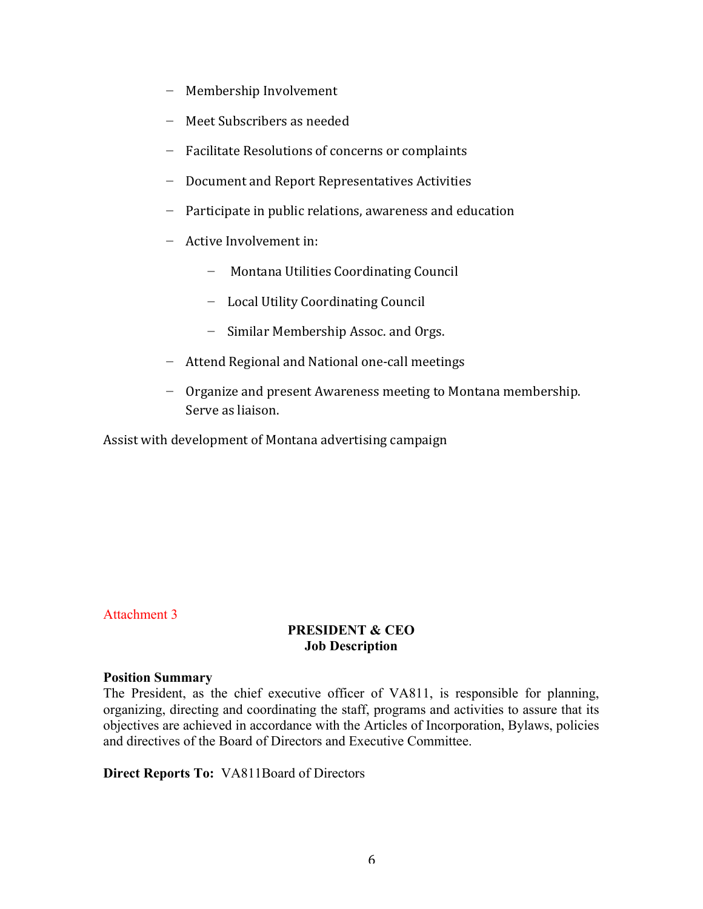- Membership Involvement
- Meet Subscribers as needed
- Facilitate Resolutions of concerns or complaints
- Document and Report Representatives Activities
- Participate in public relations, awareness and education
- Active Involvement in:
  - Montana Utilities Coordinating Council
  - Local Utility Coordinating Council
  - Similar Membership Assoc. and Orgs.
- Attend Regional and National one-call meetings
- Organize and present Awareness meeting to Montana membership. Serve as liaison.

Assist with development of Montana advertising campaign

Attachment 3

## PRESIDENT & CEO
### Job Description

**Position Summary**
The President, as the chief executive officer of VA811, is responsible for planning, organizing, directing and coordinating the staff, programs and activities to assure that its objectives are achieved in accordance with the Articles of Incorporation, Bylaws, policies and directives of the Board of Directors and Executive Committee.

**Direct Reports To:** VA811Board of Directors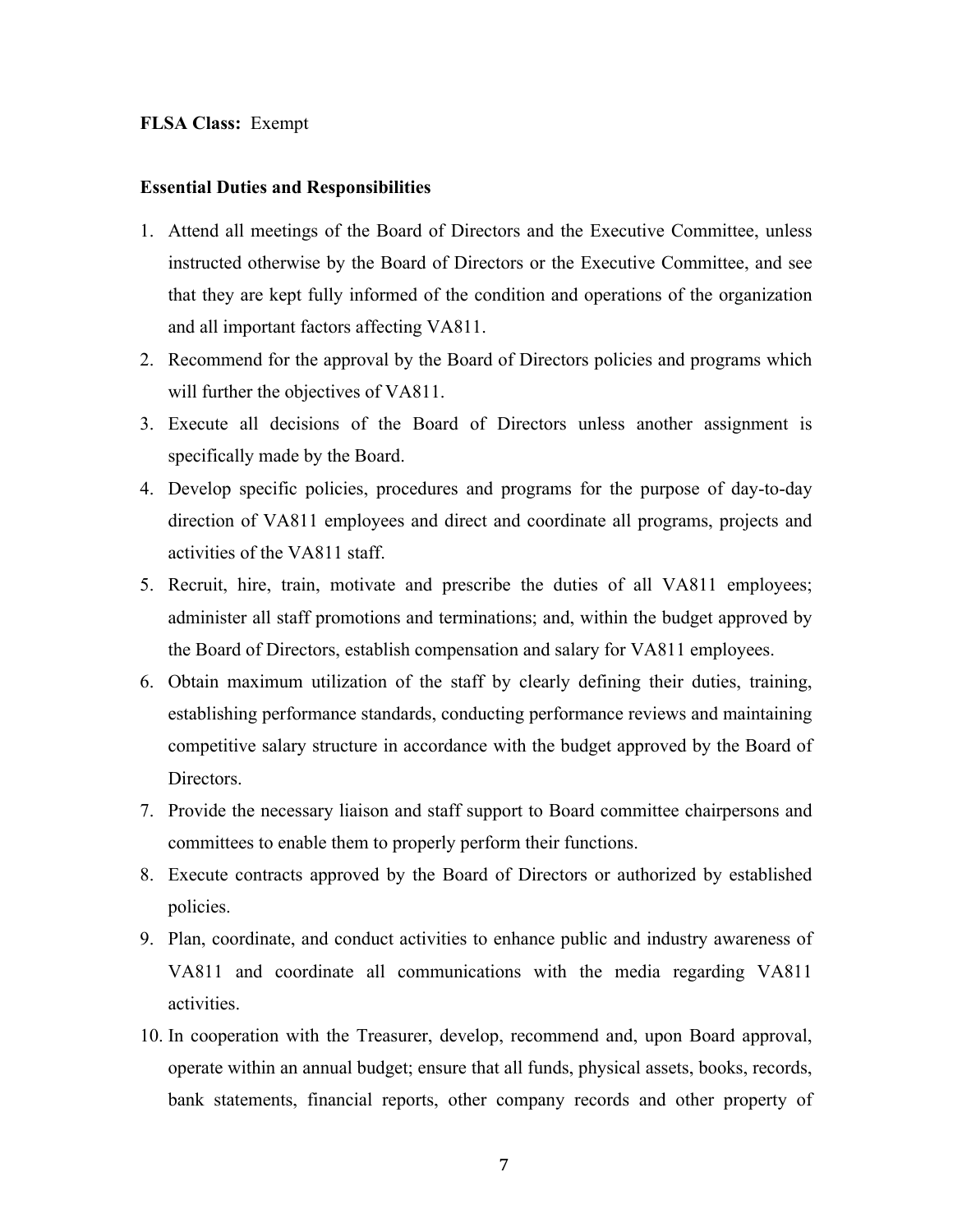**FLSA Class:** Exempt

**Essential Duties and Responsibilities**

1. Attend all meetings of the Board of Directors and the Executive Committee, unless instructed otherwise by the Board of Directors or the Executive Committee, and see that they are kept fully informed of the condition and operations of the organization and all important factors affecting VA811.
2. Recommend for the approval by the Board of Directors policies and programs which will further the objectives of VA811.
3. Execute all decisions of the Board of Directors unless another assignment is specifically made by the Board.
4. Develop specific policies, procedures and programs for the purpose of day-to-day direction of VA811 employees and direct and coordinate all programs, projects and activities of the VA811 staff.
5. Recruit, hire, train, motivate and prescribe the duties of all VA811 employees; administer all staff promotions and terminations; and, within the budget approved by the Board of Directors, establish compensation and salary for VA811 employees.
6. Obtain maximum utilization of the staff by clearly defining their duties, training, establishing performance standards, conducting performance reviews and maintaining competitive salary structure in accordance with the budget approved by the Board of Directors.
7. Provide the necessary liaison and staff support to Board committee chairpersons and committees to enable them to properly perform their functions.
8. Execute contracts approved by the Board of Directors or authorized by established policies.
9. Plan, coordinate, and conduct activities to enhance public and industry awareness of VA811 and coordinate all communications with the media regarding VA811 activities.
10. In cooperation with the Treasurer, develop, recommend and, upon Board approval, operate within an annual budget; ensure that all funds, physical assets, books, records, bank statements, financial reports, other company records and other property of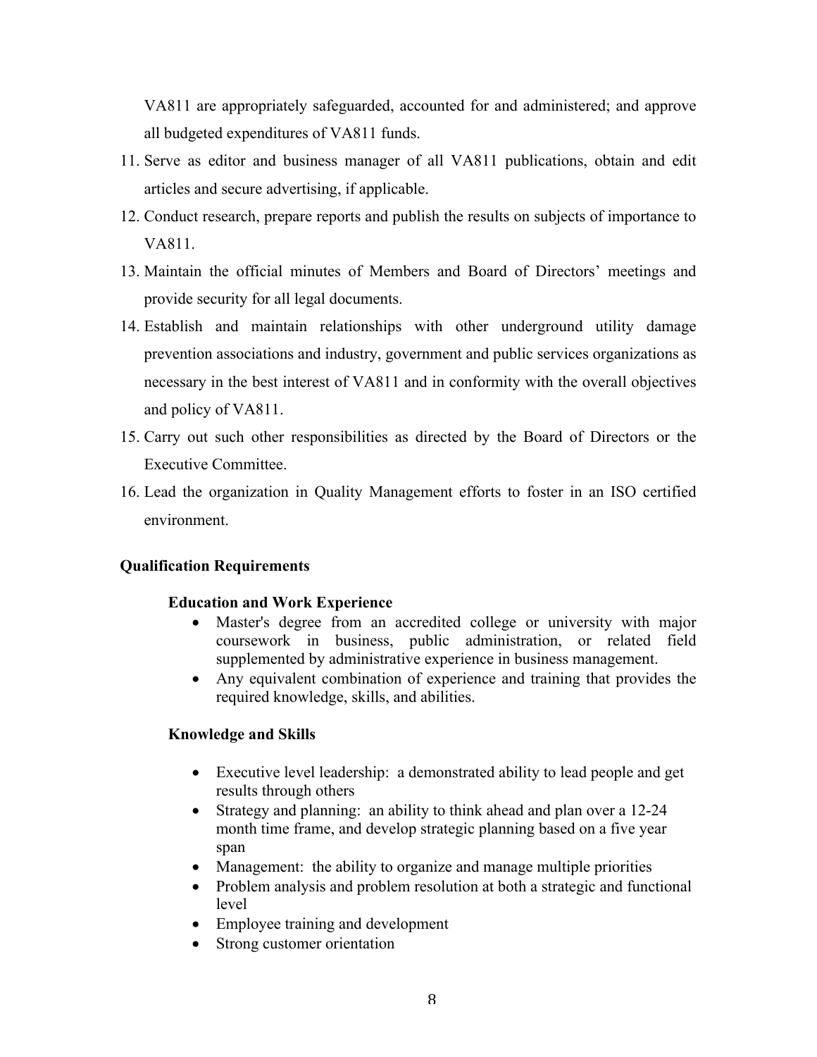VA811 are appropriately safeguarded, accounted for and administered; and approve all budgeted expenditures of VA811 funds.

11. Serve as editor and business manager of all VA811 publications, obtain and edit articles and secure advertising, if applicable.
12. Conduct research, prepare reports and publish the results on subjects of importance to VA811.
13. Maintain the official minutes of Members and Board of Directors' meetings and provide security for all legal documents.
14. Establish and maintain relationships with other underground utility damage prevention associations and industry, government and public services organizations as necessary in the best interest of VA811 and in conformity with the overall objectives and policy of VA811.
15. Carry out such other responsibilities as directed by the Board of Directors or the Executive Committee.
16. Lead the organization in Quality Management efforts to foster in an ISO certified environment.

**Qualification Requirements**

**Education and Work Experience**

- Master's degree from an accredited college or university with major coursework in business, public administration, or related field supplemented by administrative experience in business management.
- Any equivalent combination of experience and training that provides the required knowledge, skills, and abilities.

**Knowledge and Skills**

- Executive level leadership: a demonstrated ability to lead people and get results through others
- Strategy and planning: an ability to think ahead and plan over a 12-24 month time frame, and develop strategic planning based on a five year span
- Management: the ability to organize and manage multiple priorities
- Problem analysis and problem resolution at both a strategic and functional level
- Employee training and development
- Strong customer orientation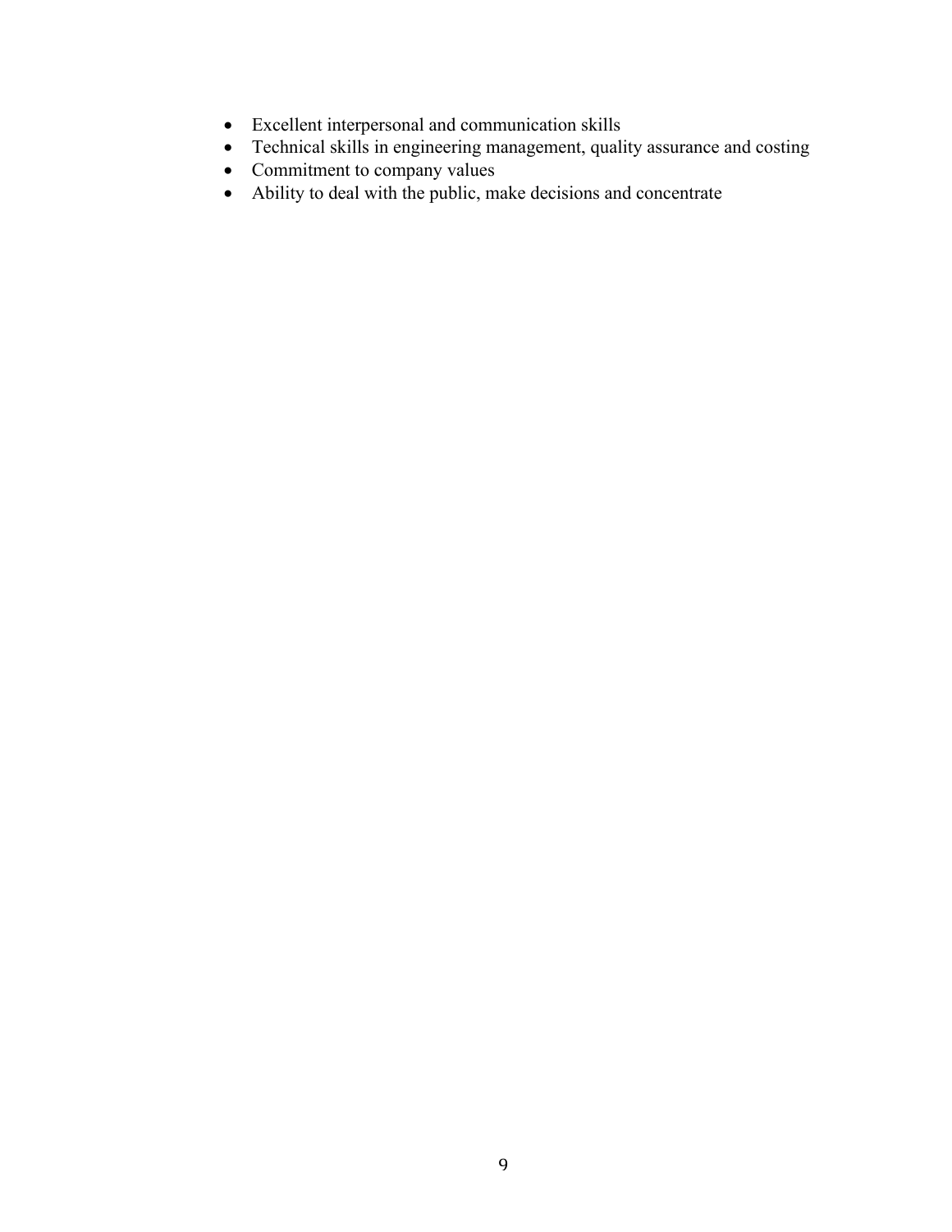- Excellent interpersonal and communication skills
- Technical skills in engineering management, quality assurance and costing
- Commitment to company values
- Ability to deal with the public, make decisions and concentrate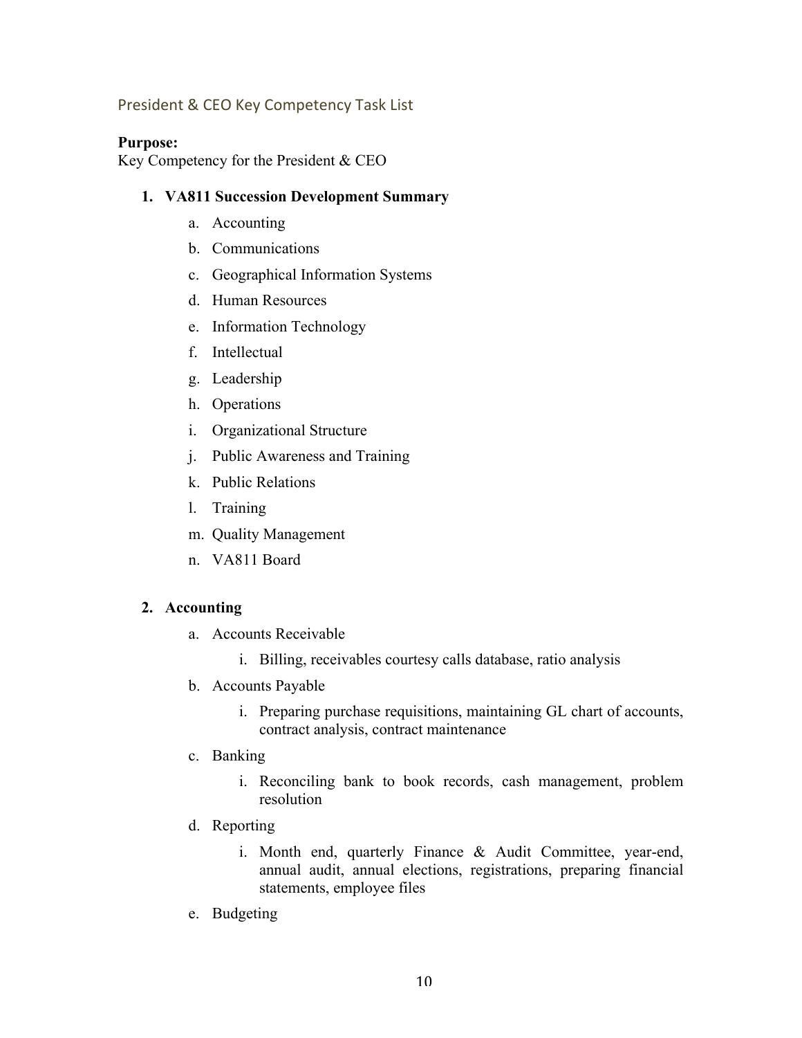## President & CEO Key Competency Task List

**Purpose:**
Key Competency for the President & CEO

1. **VA811 Succession Development Summary**
    a. Accounting
    b. Communications
    c. Geographical Information Systems
    d. Human Resources
    e. Information Technology
    f. Intellectual
    g. Leadership
    h. Operations
    i. Organizational Structure
    j. Public Awareness and Training
    k. Public Relations
    l. Training
    m. Quality Management
    n. VA811 Board

2. **Accounting**
    a. Accounts Receivable
        i. Billing, receivables courtesy calls database, ratio analysis
    b. Accounts Payable
        i. Preparing purchase requisitions, maintaining GL chart of accounts, contract analysis, contract maintenance
    c. Banking
        i. Reconciling bank to book records, cash management, problem resolution
    d. Reporting
        i. Month end, quarterly Finance & Audit Committee, year-end, annual audit, annual elections, registrations, preparing financial statements, employee files
    e. Budgeting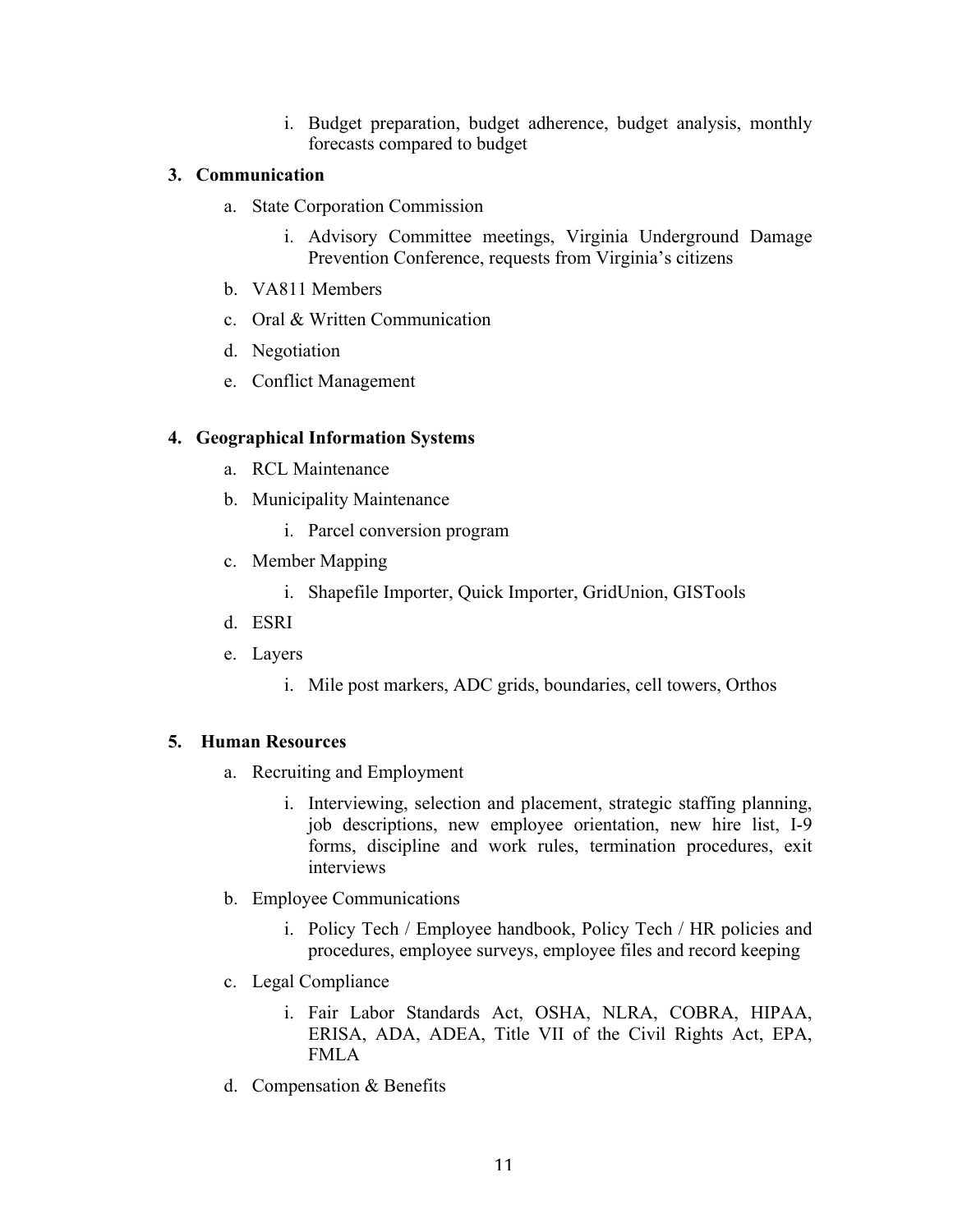i. Budget preparation, budget adherence, budget analysis, monthly forecasts compared to budget

3. **Communication**
    a. State Corporation Commission
        i. Advisory Committee meetings, Virginia Underground Damage Prevention Conference, requests from Virginia's citizens
    b. VA811 Members
    c. Oral & Written Communication
    d. Negotiation
    e. Conflict Management

4. **Geographical Information Systems**
    a. RCL Maintenance
    b. Municipality Maintenance
        i. Parcel conversion program
    c. Member Mapping
        i. Shapefile Importer, Quick Importer, GridUnion, GISTools
    d. ESRI
    e. Layers
        i. Mile post markers, ADC grids, boundaries, cell towers, Orthos

5. **Human Resources**
    a. Recruiting and Employment
        i. Interviewing, selection and placement, strategic staffing planning, job descriptions, new employee orientation, new hire list, I-9 forms, discipline and work rules, termination procedures, exit interviews
    b. Employee Communications
        i. Policy Tech / Employee handbook, Policy Tech / HR policies and procedures, employee surveys, employee files and record keeping
    c. Legal Compliance
        i. Fair Labor Standards Act, OSHA, NLRA, COBRA, HIPAA, ERISA, ADA, ADEA, Title VII of the Civil Rights Act, EPA, FMLA
    d. Compensation & Benefits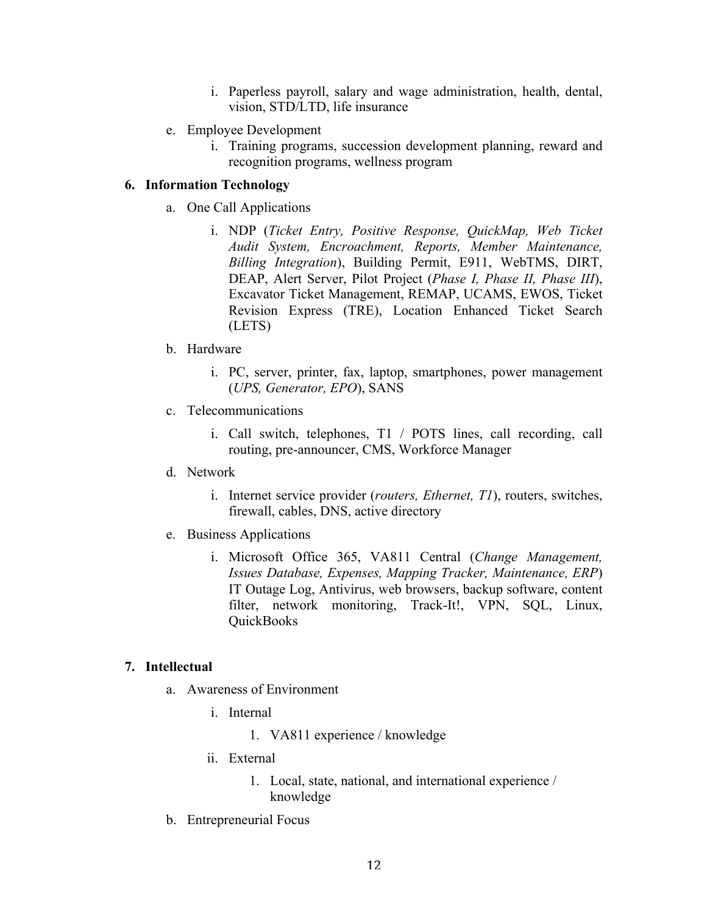i. Paperless payroll, salary and wage administration, health, dental, vision, STD/LTD, life insurance

   e. Employee Development
      i. Training programs, succession development planning, reward and recognition programs, wellness program

**6. Information Technology**

   a. One Call Applications
      i. NDP (*Ticket Entry, Positive Response, QuickMap, Web Ticket Audit System, Encroachment, Reports, Member Maintenance, Billing Integration*), Building Permit, E911, WebTMS, DIRT, DEAP, Alert Server, Pilot Project (*Phase I, Phase II, Phase III*), Excavator Ticket Management, REMAP, UCAMS, EWOS, Ticket Revision Express (TRE), Location Enhanced Ticket Search (LETS)

   b. Hardware
      i. PC, server, printer, fax, laptop, smartphones, power management (*UPS, Generator, EPO*), SANS

   c. Telecommunications
      i. Call switch, telephones, T1 / POTS lines, call recording, call routing, pre-announcer, CMS, Workforce Manager

   d. Network
      i. Internet service provider (*routers, Ethernet, T1*), routers, switches, firewall, cables, DNS, active directory

   e. Business Applications
      i. Microsoft Office 365, VA811 Central (*Change Management, Issues Database, Expenses, Mapping Tracker, Maintenance, ERP*) IT Outage Log, Antivirus, web browsers, backup software, content filter, network monitoring, Track-It!, VPN, SQL, Linux, QuickBooks

**7. Intellectual**

   a. Awareness of Environment
      i. Internal
         1. VA811 experience / knowledge
      ii. External
         1. Local, state, national, and international experience / knowledge

   b. Entrepreneurial Focus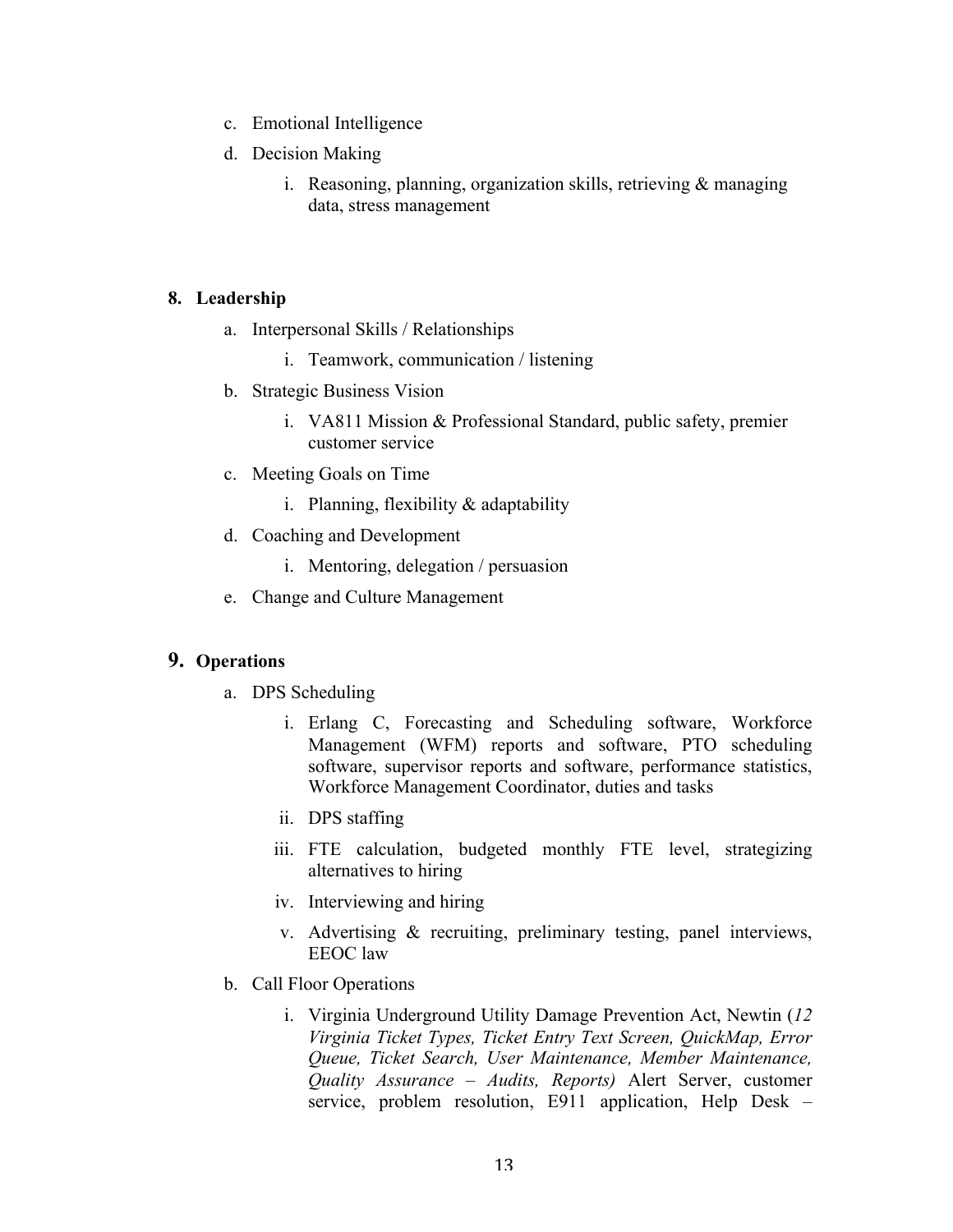c. Emotional Intelligence

d. Decision Making

   i. Reasoning, planning, organization skills, retrieving & managing data, stress management

**8. Leadership**

a. Interpersonal Skills / Relationships

   i. Teamwork, communication / listening

b. Strategic Business Vision

   i. VA811 Mission & Professional Standard, public safety, premier customer service

c. Meeting Goals on Time

   i. Planning, flexibility & adaptability

d. Coaching and Development

   i. Mentoring, delegation / persuasion

e. Change and Culture Management

**9. Operations**

a. DPS Scheduling

   i. Erlang C, Forecasting and Scheduling software, Workforce Management (WFM) reports and software, PTO scheduling software, supervisor reports and software, performance statistics, Workforce Management Coordinator, duties and tasks

   ii. DPS staffing

   iii. FTE calculation, budgeted monthly FTE level, strategizing alternatives to hiring

   iv. Interviewing and hiring

   v. Advertising & recruiting, preliminary testing, panel interviews, EEOC law

b. Call Floor Operations

   i. Virginia Underground Utility Damage Prevention Act, Newtin (*12 Virginia Ticket Types, Ticket Entry Text Screen, QuickMap, Error Queue, Ticket Search, User Maintenance, Member Maintenance, Quality Assurance – Audits, Reports)* Alert Server, customer service, problem resolution, E911 application, Help Desk –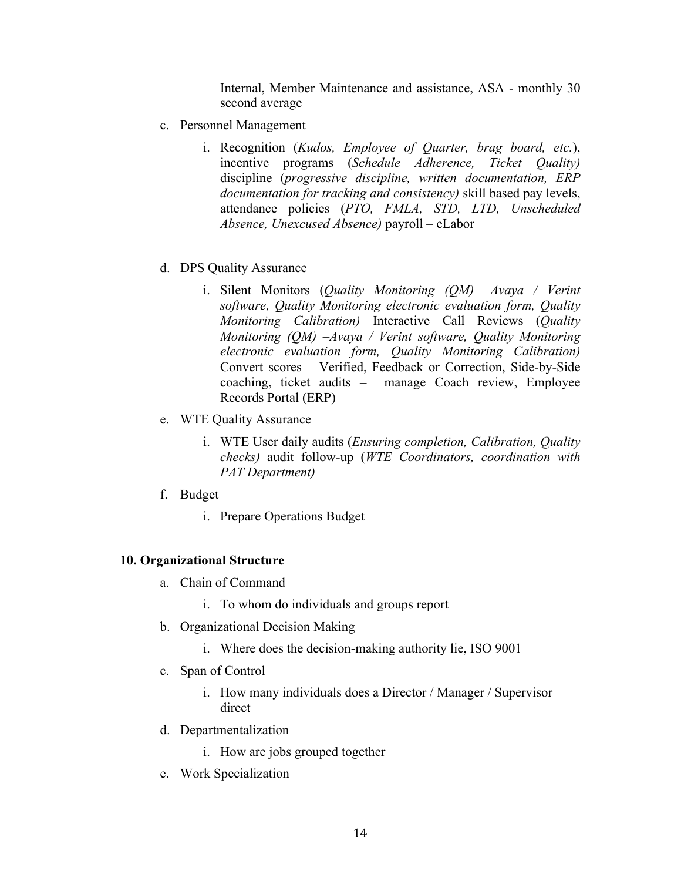Internal, Member Maintenance and assistance, ASA - monthly 30 second average

c. Personnel Management

    i. Recognition (*Kudos, Employee of Quarter, brag board, etc.*), incentive programs (*Schedule Adherence, Ticket Quality)* discipline (*progressive discipline, written documentation, ERP documentation for tracking and consistency)* skill based pay levels, attendance policies (*PTO, FMLA, STD, LTD, Unscheduled Absence, Unexcused Absence)* payroll – eLabor

d. DPS Quality Assurance

    i. Silent Monitors (*Quality Monitoring (QM) –Avaya / Verint software, Quality Monitoring electronic evaluation form, Quality Monitoring Calibration)* Interactive Call Reviews (*Quality Monitoring (QM) –Avaya / Verint software, Quality Monitoring electronic evaluation form, Quality Monitoring Calibration)* Convert scores – Verified, Feedback or Correction, Side-by-Side coaching, ticket audits – manage Coach review, Employee Records Portal (ERP)

e. WTE Quality Assurance

    i. WTE User daily audits (*Ensuring completion, Calibration, Quality checks)* audit follow-up (*WTE Coordinators, coordination with PAT Department)*

f. Budget

    i. Prepare Operations Budget

**10. Organizational Structure**

a. Chain of Command

    i. To whom do individuals and groups report

b. Organizational Decision Making

    i. Where does the decision-making authority lie, ISO 9001

c. Span of Control

    i. How many individuals does a Director / Manager / Supervisor direct

d. Departmentalization

    i. How are jobs grouped together

e. Work Specialization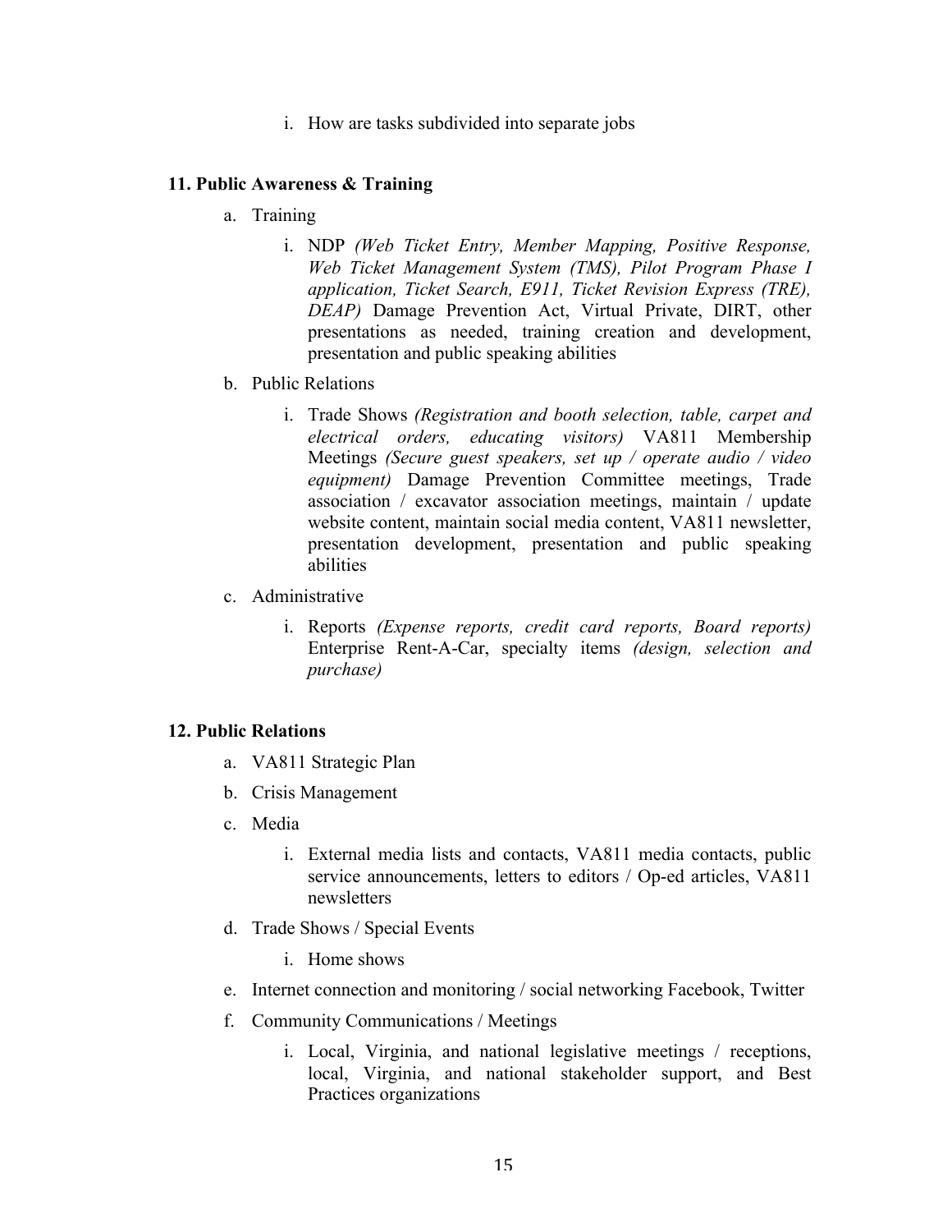i. How are tasks subdivided into separate jobs

**11. Public Awareness & Training**

a. Training

i. NDP *(Web Ticket Entry, Member Mapping, Positive Response, Web Ticket Management System (TMS), Pilot Program Phase I application, Ticket Search, E911, Ticket Revision Express (TRE), DEAP)* Damage Prevention Act, Virtual Private, DIRT, other presentations as needed, training creation and development, presentation and public speaking abilities

b. Public Relations

i. Trade Shows *(Registration and booth selection, table, carpet and electrical orders, educating visitors)* VA811 Membership Meetings *(Secure guest speakers, set up / operate audio / video equipment)* Damage Prevention Committee meetings, Trade association / excavator association meetings, maintain / update website content, maintain social media content, VA811 newsletter, presentation development, presentation and public speaking abilities

c. Administrative

i. Reports *(Expense reports, credit card reports, Board reports)* Enterprise Rent-A-Car, specialty items *(design, selection and purchase)*

**12. Public Relations**

a. VA811 Strategic Plan

b. Crisis Management

c. Media

i. External media lists and contacts, VA811 media contacts, public service announcements, letters to editors / Op-ed articles, VA811 newsletters

d. Trade Shows / Special Events

i. Home shows

e. Internet connection and monitoring / social networking Facebook, Twitter

f. Community Communications / Meetings

i. Local, Virginia, and national legislative meetings / receptions, local, Virginia, and national stakeholder support, and Best Practices organizations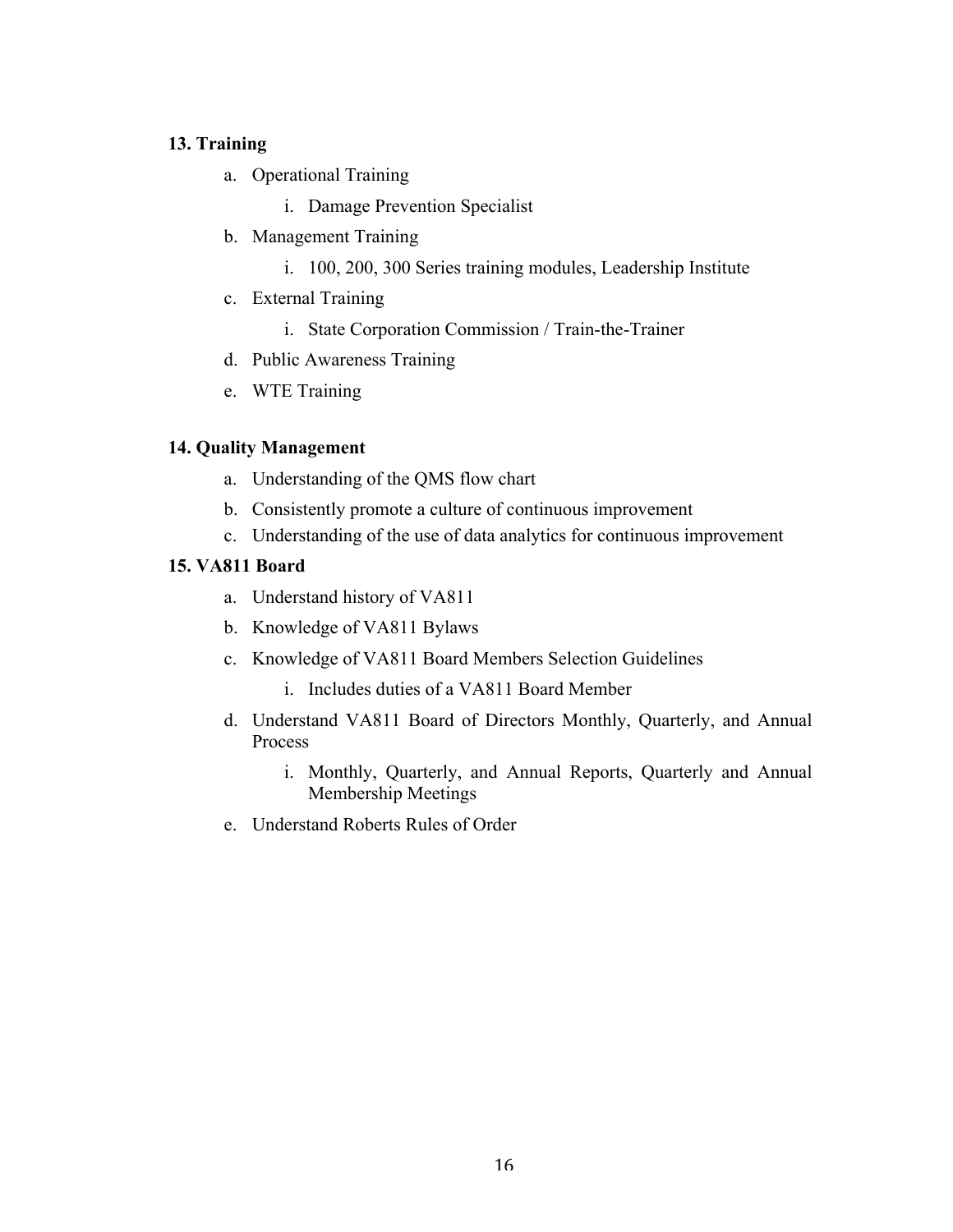**13. Training**

a. Operational Training
    i. Damage Prevention Specialist
b. Management Training
    i. 100, 200, 300 Series training modules, Leadership Institute
c. External Training
    i. State Corporation Commission / Train-the-Trainer
d. Public Awareness Training
e. WTE Training

**14. Quality Management**

a. Understanding of the QMS flow chart
b. Consistently promote a culture of continuous improvement
c. Understanding of the use of data analytics for continuous improvement

**15. VA811 Board**

a. Understand history of VA811
b. Knowledge of VA811 Bylaws
c. Knowledge of VA811 Board Members Selection Guidelines
    i. Includes duties of a VA811 Board Member
d. Understand VA811 Board of Directors Monthly, Quarterly, and Annual Process
    i. Monthly, Quarterly, and Annual Reports, Quarterly and Annual Membership Meetings
e. Understand Roberts Rules of Order